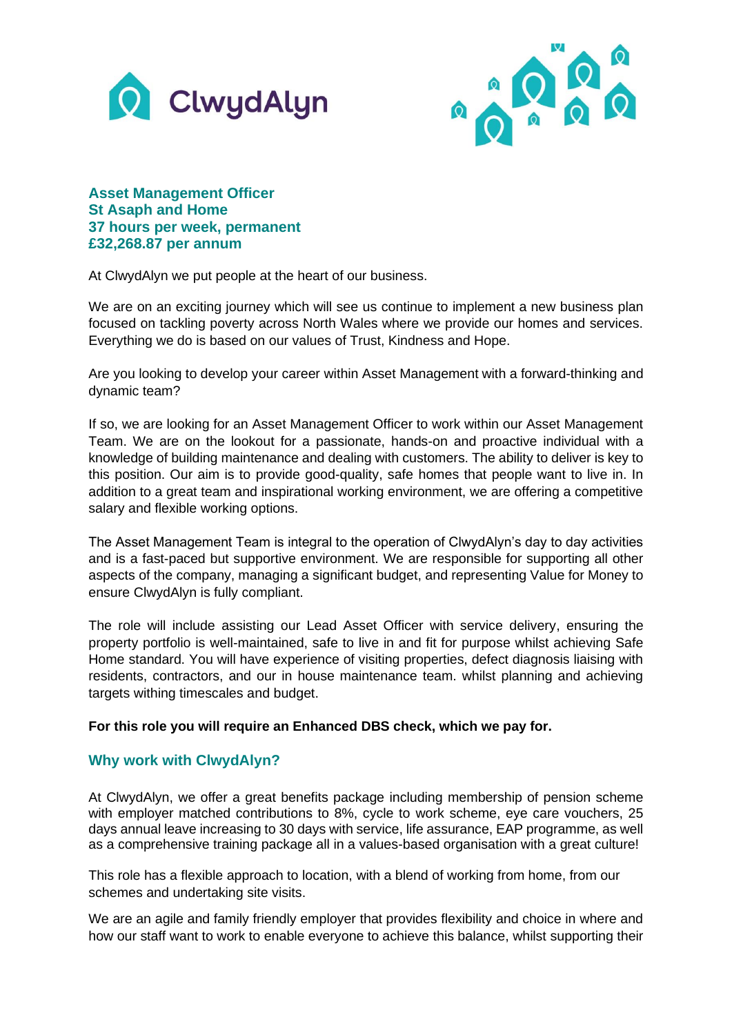**Asset Management Officer**
**St Asaph and Home**
**37 hours per week, permanent**
**£32,268.87 per annum**

At ClwydAlyn we put people at the heart of our business.

We are on an exciting journey which will see us continue to implement a new business plan focused on tackling poverty across North Wales where we provide our homes and services. Everything we do is based on our values of Trust, Kindness and Hope.

Are you looking to develop your career within Asset Management with a forward-thinking and dynamic team?

If so, we are looking for an Asset Management Officer to work within our Asset Management Team. We are on the lookout for a passionate, hands-on and proactive individual with a knowledge of building maintenance and dealing with customers. The ability to deliver is key to this position. Our aim is to provide good-quality, safe homes that people want to live in. In addition to a great team and inspirational working environment, we are offering a competitive salary and flexible working options.

The Asset Management Team is integral to the operation of ClwydAlyn's day to day activities and is a fast-paced but supportive environment. We are responsible for supporting all other aspects of the company, managing a significant budget, and representing Value for Money to ensure ClwydAlyn is fully compliant.

The role will include assisting our Lead Asset Officer with service delivery, ensuring the property portfolio is well-maintained, safe to live in and fit for purpose whilst achieving Safe Home standard. You will have experience of visiting properties, defect diagnosis liaising with residents, contractors, and our in house maintenance team. whilst planning and achieving targets withing timescales and budget.

**For this role you will require an Enhanced DBS check, which we pay for.**

## Why work with ClwydAlyn?

At ClwydAlyn, we offer a great benefits package including membership of pension scheme with employer matched contributions to 8%, cycle to work scheme, eye care vouchers, 25 days annual leave increasing to 30 days with service, life assurance, EAP programme, as well as a comprehensive training package all in a values-based organisation with a great culture!

This role has a flexible approach to location, with a blend of working from home, from our schemes and undertaking site visits.

We are an agile and family friendly employer that provides flexibility and choice in where and how our staff want to work to enable everyone to achieve this balance, whilst supporting their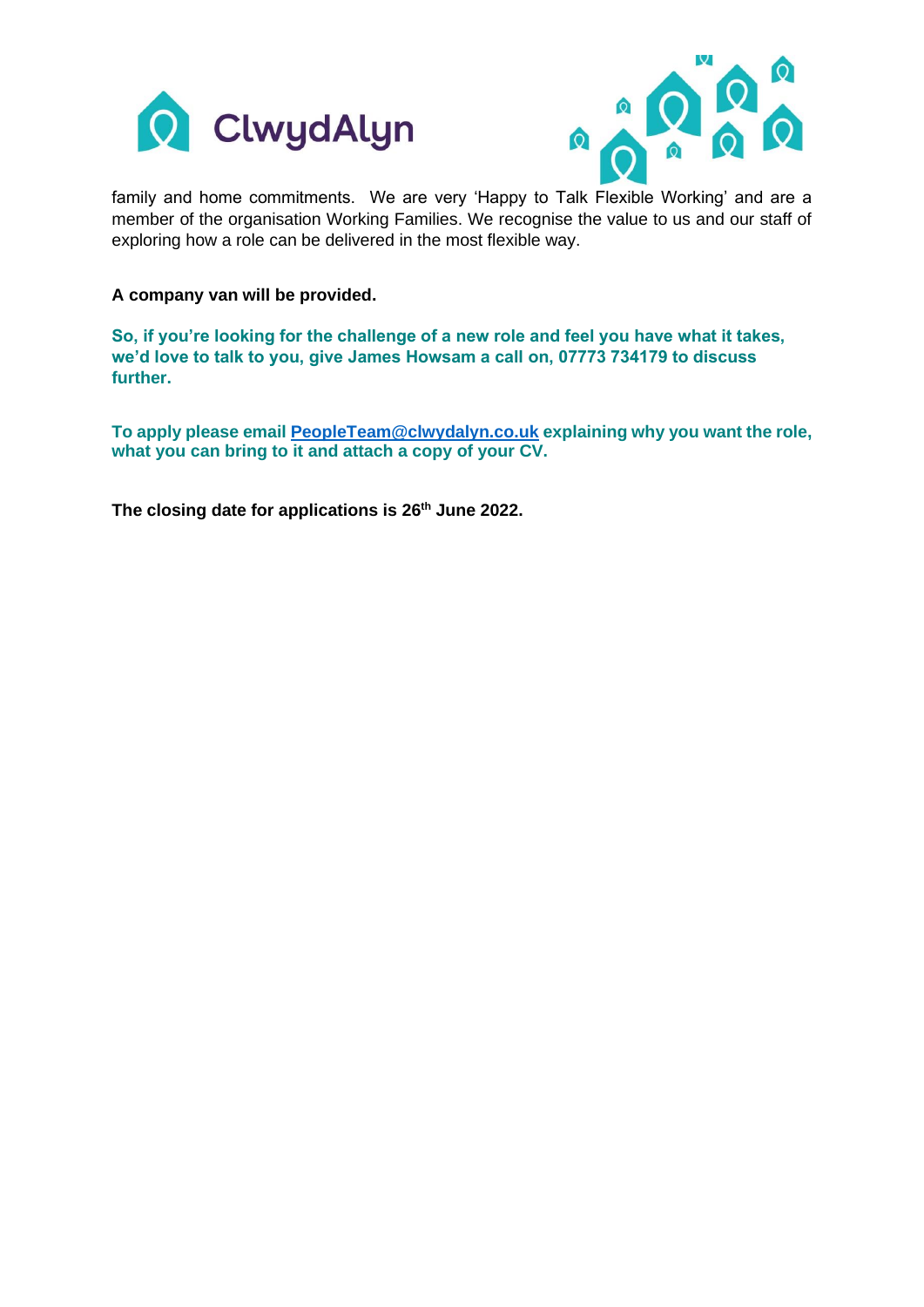family and home commitments. We are very 'Happy to Talk Flexible Working' and are a member of the organisation Working Families. We recognise the value to us and our staff of exploring how a role can be delivered in the most flexible way.

**A company van will be provided.**

**So, if you're looking for the challenge of a new role and feel you have what it takes, we'd love to talk to you, give James Howsam a call on, 07773 734179 to discuss further.**

**To apply please email PeopleTeam@clwydalyn.co.uk explaining why you want the role, what you can bring to it and attach a copy of your CV.**

**The closing date for applications is 26th June 2022.**